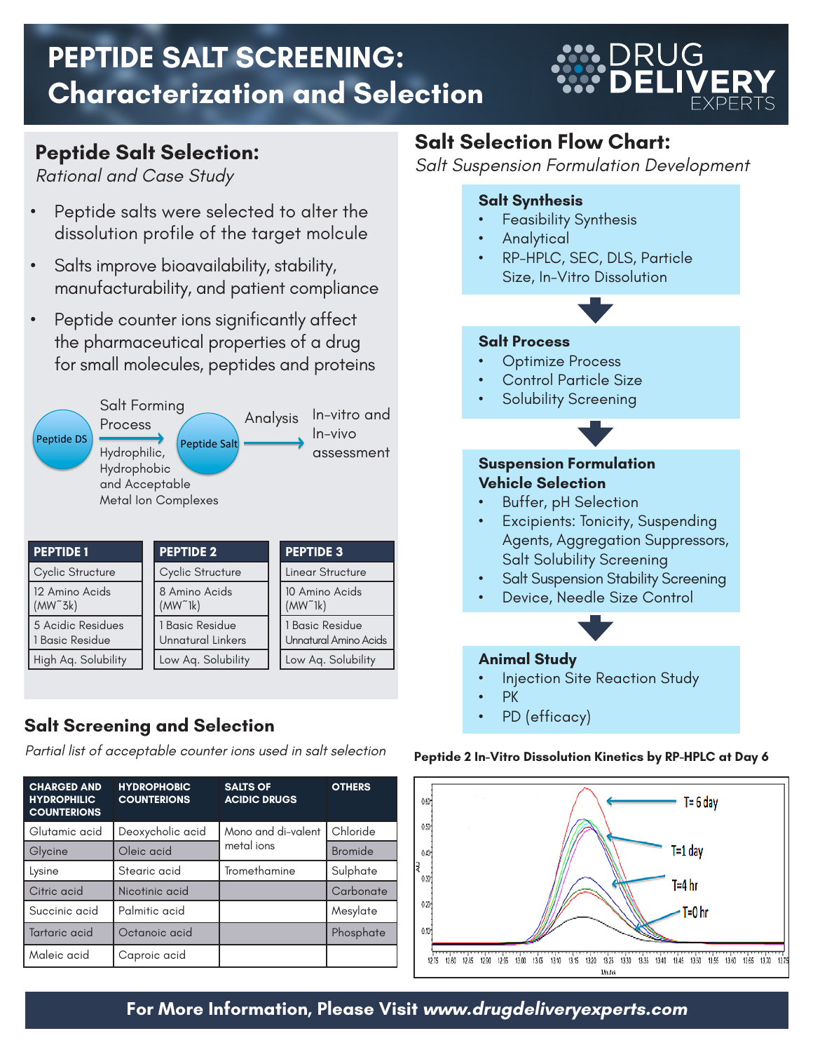# PEPTIDE SALT SCREENING: Characterization and Selection

DRUG DELIVERY EXPERTS

## Peptide Salt Selection:

*Rational and Case Study*

- Peptide salts were selected to alter the dissolution profile of the target molcule
- Salts improve bioavailability, stability, manufacturability, and patient compliance
- Peptide counter ions significantly affect the pharmaceutical properties of a drug for small molecules, peptides and proteins

Peptide DS → Salt Forming Process (Hydrophilic, Hydrophobic and Acceptable Metal Ion Complexes) → Peptide Salt → Analysis → In-vitro and In-vivo assessment

| PEPTIDE 1 | PEPTIDE 2 | PEPTIDE 3 |
|---|---|---|
| Cyclic Structure | Cyclic Structure | Linear Structure |
| 12 Amino Acids (MW~3k) | 8 Amino Acids (MW~1k) | 10 Amino Acids (MW~1k) |
| 5 Acidic Residues 1 Basic Residue | 1 Basic Residue Unnatural Linkers | 1 Basic Residue Unnatural Amino Acids |
| High Aq. Solubility | Low Aq. Solubility | Low Aq. Solubility |

## Salt Screening and Selection

*Partial list of acceptable counter ions used in salt selection*

| CHARGED AND HYDROPHILIC COUNTERIONS | HYDROPHOBIC COUNTERIONS | SALTS OF ACIDIC DRUGS | OTHERS |
|---|---|---|---|
| Glutamic acid | Deoxycholic acid | Mono and di-valent metal ions | Chloride |
| Glycine | Oleic acid | | Bromide |
| Lysine | Stearic acid | Tromethamine | Sulphate |
| Citric acid | Nicotinic acid | | Carbonate |
| Succinic acid | Palmitic acid | | Mesylate |
| Tartaric acid | Octanoic acid | | Phosphate |
| Maleic acid | Caproic acid | | |

## Salt Selection Flow Chart:

*Salt Suspension Formulation Development*

**Salt Synthesis**
- Feasibility Synthesis
- Analytical
- RP-HPLC, SEC, DLS, Particle Size, In-Vitro Dissolution

↓

**Salt Process**
- Optimize Process
- Control Particle Size
- Solubility Screening

↓

**Suspension Formulation Vehicle Selection**
- Buffer, pH Selection
- Excipients: Tonicity, Suspending Agents, Aggregation Suppressors, Salt Solubility Screening
- Salt Suspension Stability Screening
- Device, Needle Size Control

↓

**Animal Study**
- Injection Site Reaction Study
- PK
- PD (efficacy)

**Peptide 2 In-Vitro Dissolution Kinetics by RP-HPLC at Day 6**

(Chart labels: T= 6 day; T=1 day; T=4 hr; T=0 hr; y-axis AU; x-axis Minutes)

**For More Information, Please Visit *www.drugdeliveryexperts.com***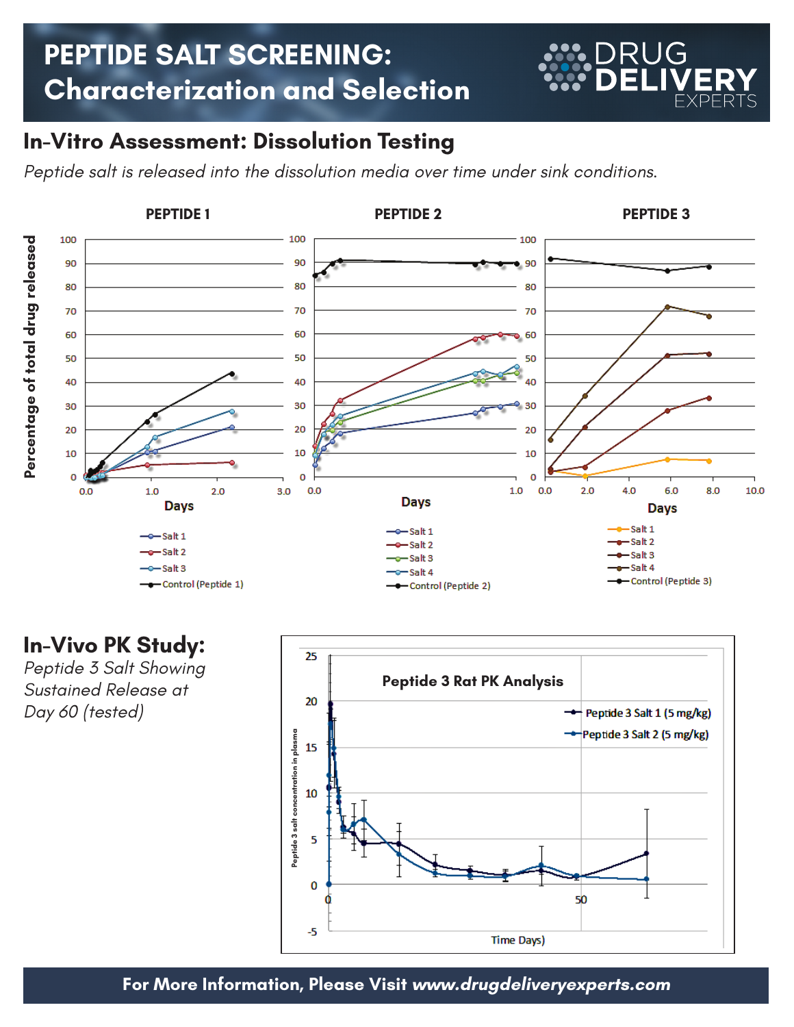# PEPTIDE SALT SCREENING: Characterization and Selection

DRUG DELIVERY EXPERTS

## In-Vitro Assessment: Dissolution Testing

*Peptide salt is released into the dissolution media over time under sink conditions.*

PEPTIDE 1

Percentage of total drug released

100
90
80
70
60
50
40
30
20
10
0

0.0 1.0 2.0 3.0

Days

Salt 1
Salt 2
Salt 3
Control (Peptide 1)

PEPTIDE 2

100
90
80
70
60
50
40
30
20
10
0

0.0 1.0

Days

Salt 1
Salt 2
Salt 3
Salt 4
Control (Peptide 2)

PEPTIDE 3

100
90
80
70
60
50
40
30
20
10
0

0.0 2.0 4.0 6.0 8.0 10.0

Days

Salt 1
Salt 2
Salt 3
Salt 4
Control (Peptide 3)

## In-Vivo PK Study:

*Peptide 3 Salt Showing Sustained Release at Day 60 (tested)*

Peptide 3 Rat PK Analysis

Peptide 3 Salt 1 (5 mg/kg)
Peptide 3 Salt 2 (5 mg/kg)

Peptide 3 salt concentration in plasma

25
20
15
10
5
0
-5

0 50

Time Days)

**For More Information, Please Visit *www.drugdeliveryexperts.com***